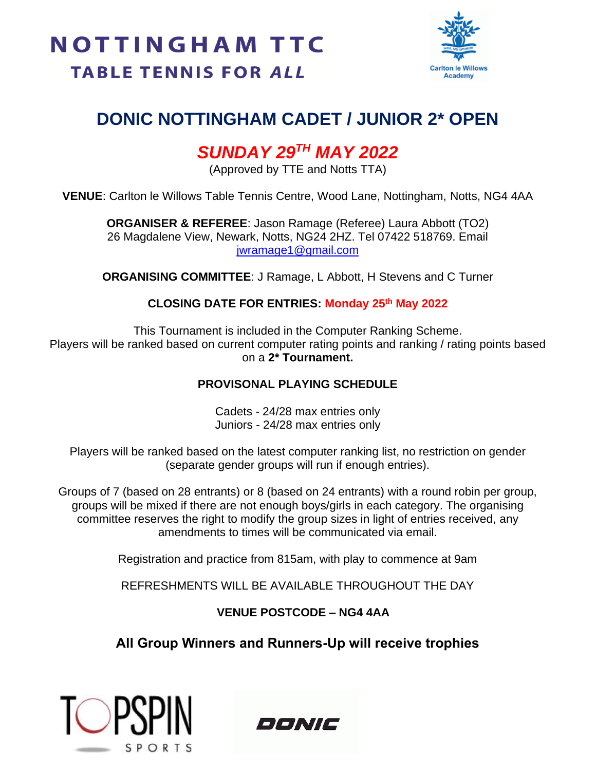# NOTTINGHAM TTC
## TABLE TENNIS FOR *ALL*

Carlton le Willows Academy

# DONIC NOTTINGHAM CADET / JUNIOR 2* OPEN

## *SUNDAY 29TH MAY 2022*

(Approved by TTE and Notts TTA)

**VENUE**: Carlton le Willows Table Tennis Centre, Wood Lane, Nottingham, Notts, NG4 4AA

**ORGANISER & REFEREE**: Jason Ramage (Referee) Laura Abbott (TO2)
26 Magdalene View, Newark, Notts, NG24 2HZ. Tel 07422 518769. Email jwramage1@gmail.com

**ORGANISING COMMITTEE**: J Ramage, L Abbott, H Stevens and C Turner

**CLOSING DATE FOR ENTRIES: Monday 25th May 2022**

This Tournament is included in the Computer Ranking Scheme.
Players will be ranked based on current computer rating points and ranking / rating points based on a **2* Tournament.**

**PROVISONAL PLAYING SCHEDULE**

Cadets - 24/28 max entries only
Juniors - 24/28 max entries only

Players will be ranked based on the latest computer ranking list, no restriction on gender (separate gender groups will run if enough entries).

Groups of 7 (based on 28 entrants) or 8 (based on 24 entrants) with a round robin per group, groups will be mixed if there are not enough boys/girls in each category. The organising committee reserves the right to modify the group sizes in light of entries received, any amendments to times will be communicated via email.

Registration and practice from 815am, with play to commence at 9am

REFRESHMENTS WILL BE AVAILABLE THROUGHOUT THE DAY

**VENUE POSTCODE – NG4 4AA**

**All Group Winners and Runners-Up will receive trophies**

TOPSPIN SPORTS

DONIC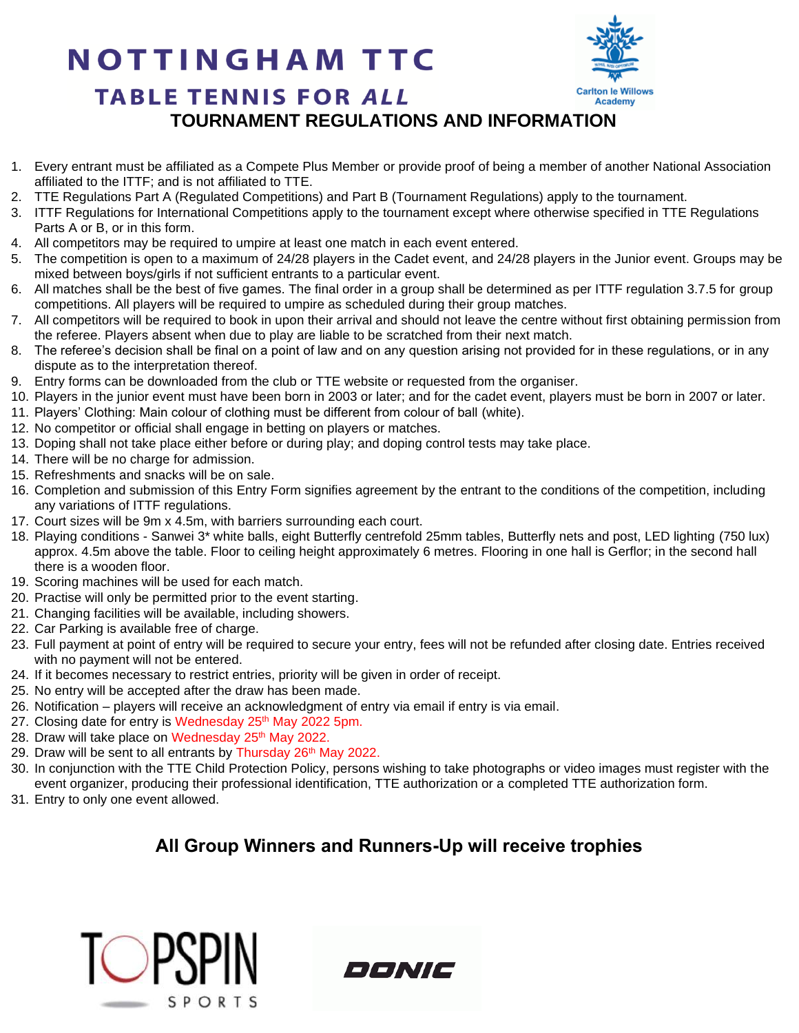# NOTTINGHAM TTC

## TABLE TENNIS FOR *ALL*

Carlton le Willows Academy

## TOURNAMENT REGULATIONS AND INFORMATION

1. Every entrant must be affiliated as a Compete Plus Member or provide proof of being a member of another National Association affiliated to the ITTF; and is not affiliated to TTE.
2. TTE Regulations Part A (Regulated Competitions) and Part B (Tournament Regulations) apply to the tournament.
3. ITTF Regulations for International Competitions apply to the tournament except where otherwise specified in TTE Regulations Parts A or B, or in this form.
4. All competitors may be required to umpire at least one match in each event entered.
5. The competition is open to a maximum of 24/28 players in the Cadet event, and 24/28 players in the Junior event. Groups may be mixed between boys/girls if not sufficient entrants to a particular event.
6. All matches shall be the best of five games. The final order in a group shall be determined as per ITTF regulation 3.7.5 for group competitions. All players will be required to umpire as scheduled during their group matches.
7. All competitors will be required to book in upon their arrival and should not leave the centre without first obtaining permission from the referee. Players absent when due to play are liable to be scratched from their next match.
8. The referee's decision shall be final on a point of law and on any question arising not provided for in these regulations, or in any dispute as to the interpretation thereof.
9. Entry forms can be downloaded from the club or TTE website or requested from the organiser.
10. Players in the junior event must have been born in 2003 or later; and for the cadet event, players must be born in 2007 or later.
11. Players' Clothing: Main colour of clothing must be different from colour of ball (white).
12. No competitor or official shall engage in betting on players or matches.
13. Doping shall not take place either before or during play; and doping control tests may take place.
14. There will be no charge for admission.
15. Refreshments and snacks will be on sale.
16. Completion and submission of this Entry Form signifies agreement by the entrant to the conditions of the competition, including any variations of ITTF regulations.
17. Court sizes will be 9m x 4.5m, with barriers surrounding each court.
18. Playing conditions - Sanwei 3* white balls, eight Butterfly centrefold 25mm tables, Butterfly nets and post, LED lighting (750 lux) approx. 4.5m above the table. Floor to ceiling height approximately 6 metres. Flooring in one hall is Gerflor; in the second hall there is a wooden floor.
19. Scoring machines will be used for each match.
20. Practise will only be permitted prior to the event starting.
21. Changing facilities will be available, including showers.
22. Car Parking is available free of charge.
23. Full payment at point of entry will be required to secure your entry, fees will not be refunded after closing date. Entries received with no payment will not be entered.
24. If it becomes necessary to restrict entries, priority will be given in order of receipt.
25. No entry will be accepted after the draw has been made.
26. Notification – players will receive an acknowledgment of entry via email if entry is via email.
27. Closing date for entry is Wednesday 25th May 2022 5pm.
28. Draw will take place on Wednesday 25th May 2022.
29. Draw will be sent to all entrants by Thursday 26th May 2022.
30. In conjunction with the TTE Child Protection Policy, persons wishing to take photographs or video images must register with the event organizer, producing their professional identification, TTE authorization or a completed TTE authorization form.
31. Entry to only one event allowed.

## All Group Winners and Runners-Up will receive trophies

TOPSPIN SPORTS

DONIC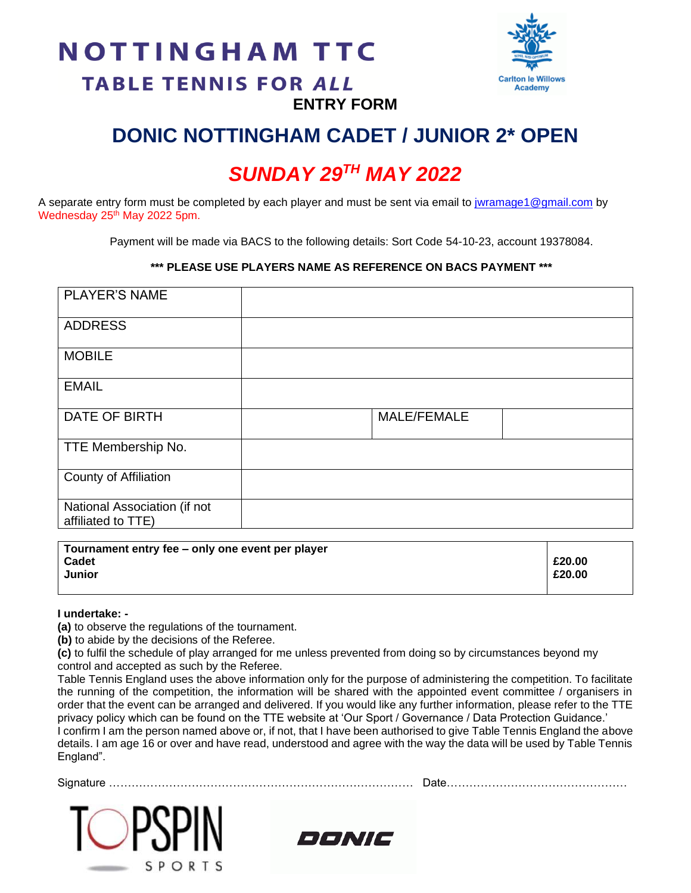# NOTTINGHAM TTC

## TABLE TENNIS FOR *ALL*

Carlton le Willows Academy

**ENTRY FORM**

# DONIC NOTTINGHAM CADET / JUNIOR 2* OPEN

## *SUNDAY 29TH MAY 2022*

A separate entry form must be completed by each player and must be sent via email to jwramage1@gmail.com by Wednesday 25th May 2022 5pm.

Payment will be made via BACS to the following details: Sort Code 54-10-23, account 19378084.

**\*\*\* PLEASE USE PLAYERS NAME AS REFERENCE ON BACS PAYMENT \*\*\***

| | | | |
|---|---|---|---|
| PLAYER'S NAME | | | |
| ADDRESS | | | |
| MOBILE | | | |
| EMAIL | | | |
| DATE OF BIRTH | | MALE/FEMALE | |
| TTE Membership No. | | | |
| County of Affiliation | | | |
| National Association (if not affiliated to TTE) | | | |

| | |
|---|---|
| **Tournament entry fee – only one event per player**<br>**Cadet**<br>**Junior** | <br>**£20.00**<br>**£20.00** |

**I undertake: -**

**(a)** to observe the regulations of the tournament.
**(b)** to abide by the decisions of the Referee.
**(c)** to fulfil the schedule of play arranged for me unless prevented from doing so by circumstances beyond my control and accepted as such by the Referee.

Table Tennis England uses the above information only for the purpose of administering the competition. To facilitate the running of the competition, the information will be shared with the appointed event committee / organisers in order that the event can be arranged and delivered. If you would like any further information, please refer to the TTE privacy policy which can be found on the TTE website at 'Our Sport / Governance / Data Protection Guidance.'
I confirm I am the person named above or, if not, that I have been authorised to give Table Tennis England the above details. I am age 16 or over and have read, understood and agree with the way the data will be used by Table Tennis England".

Signature ……………………………………………………………………… Date…………………………………………

TOPSPIN SPORTS

DONIC